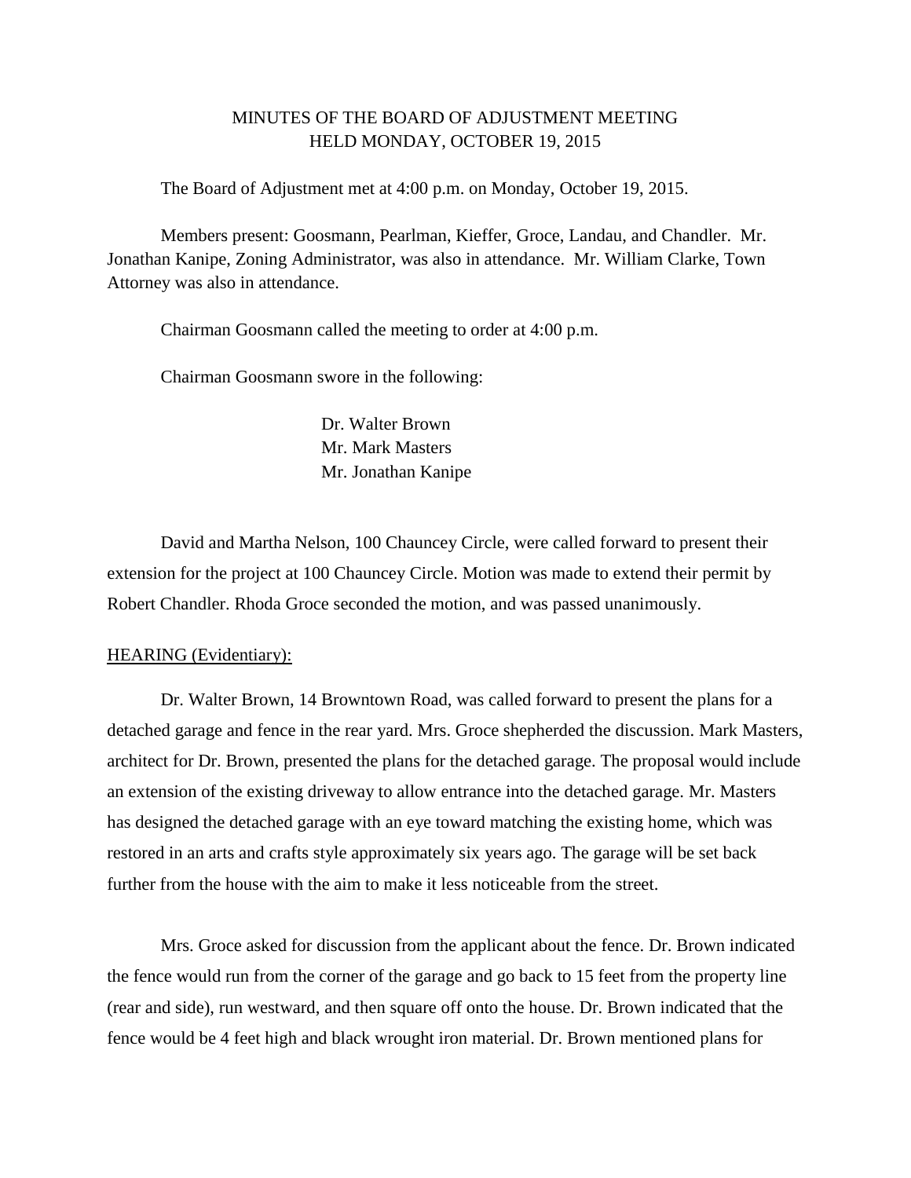# MINUTES OF THE BOARD OF ADJUSTMENT MEETING
## HELD MONDAY, OCTOBER 19, 2015

The Board of Adjustment met at 4:00 p.m. on Monday, October 19, 2015.

Members present: Goosmann, Pearlman, Kieffer, Groce, Landau, and Chandler. Mr. Jonathan Kanipe, Zoning Administrator, was also in attendance. Mr. William Clarke, Town Attorney was also in attendance.

Chairman Goosmann called the meeting to order at 4:00 p.m.

Chairman Goosmann swore in the following:

Dr. Walter Brown
Mr. Mark Masters
Mr. Jonathan Kanipe

David and Martha Nelson, 100 Chauncey Circle, were called forward to present their extension for the project at 100 Chauncey Circle. Motion was made to extend their permit by Robert Chandler. Rhoda Groce seconded the motion, and was passed unanimously.

HEARING (Evidentiary):

Dr. Walter Brown, 14 Browntown Road, was called forward to present the plans for a detached garage and fence in the rear yard. Mrs. Groce shepherded the discussion. Mark Masters, architect for Dr. Brown, presented the plans for the detached garage. The proposal would include an extension of the existing driveway to allow entrance into the detached garage. Mr. Masters has designed the detached garage with an eye toward matching the existing home, which was restored in an arts and crafts style approximately six years ago. The garage will be set back further from the house with the aim to make it less noticeable from the street.

Mrs. Groce asked for discussion from the applicant about the fence. Dr. Brown indicated the fence would run from the corner of the garage and go back to 15 feet from the property line (rear and side), run westward, and then square off onto the house. Dr. Brown indicated that the fence would be 4 feet high and black wrought iron material. Dr. Brown mentioned plans for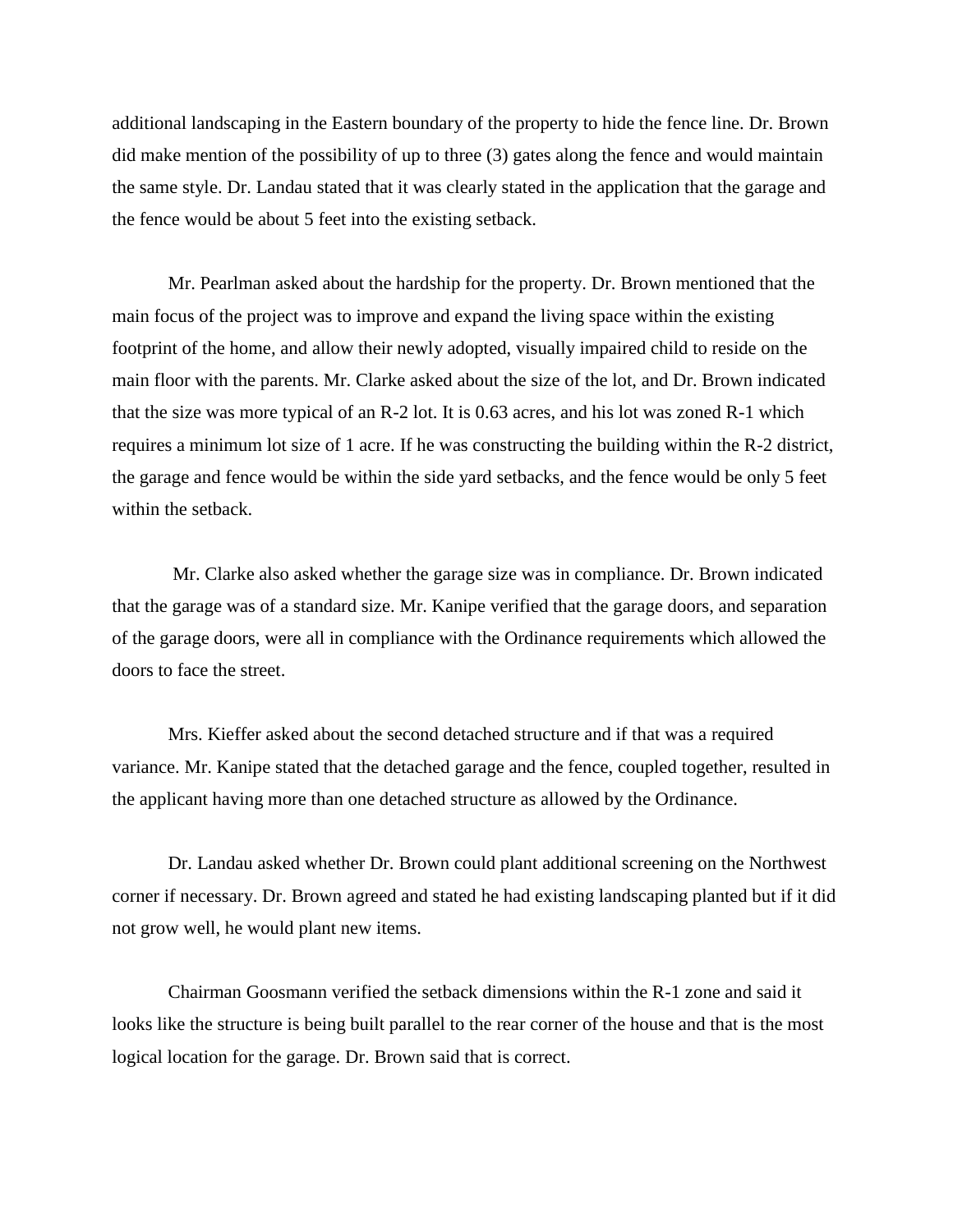additional landscaping in the Eastern boundary of the property to hide the fence line. Dr. Brown did make mention of the possibility of up to three (3) gates along the fence and would maintain the same style. Dr. Landau stated that it was clearly stated in the application that the garage and the fence would be about 5 feet into the existing setback.

Mr. Pearlman asked about the hardship for the property. Dr. Brown mentioned that the main focus of the project was to improve and expand the living space within the existing footprint of the home, and allow their newly adopted, visually impaired child to reside on the main floor with the parents. Mr. Clarke asked about the size of the lot, and Dr. Brown indicated that the size was more typical of an R-2 lot. It is 0.63 acres, and his lot was zoned R-1 which requires a minimum lot size of 1 acre. If he was constructing the building within the R-2 district, the garage and fence would be within the side yard setbacks, and the fence would be only 5 feet within the setback.

Mr. Clarke also asked whether the garage size was in compliance. Dr. Brown indicated that the garage was of a standard size. Mr. Kanipe verified that the garage doors, and separation of the garage doors, were all in compliance with the Ordinance requirements which allowed the doors to face the street.

Mrs. Kieffer asked about the second detached structure and if that was a required variance. Mr. Kanipe stated that the detached garage and the fence, coupled together, resulted in the applicant having more than one detached structure as allowed by the Ordinance.

Dr. Landau asked whether Dr. Brown could plant additional screening on the Northwest corner if necessary. Dr. Brown agreed and stated he had existing landscaping planted but if it did not grow well, he would plant new items.

Chairman Goosmann verified the setback dimensions within the R-1 zone and said it looks like the structure is being built parallel to the rear corner of the house and that is the most logical location for the garage. Dr. Brown said that is correct.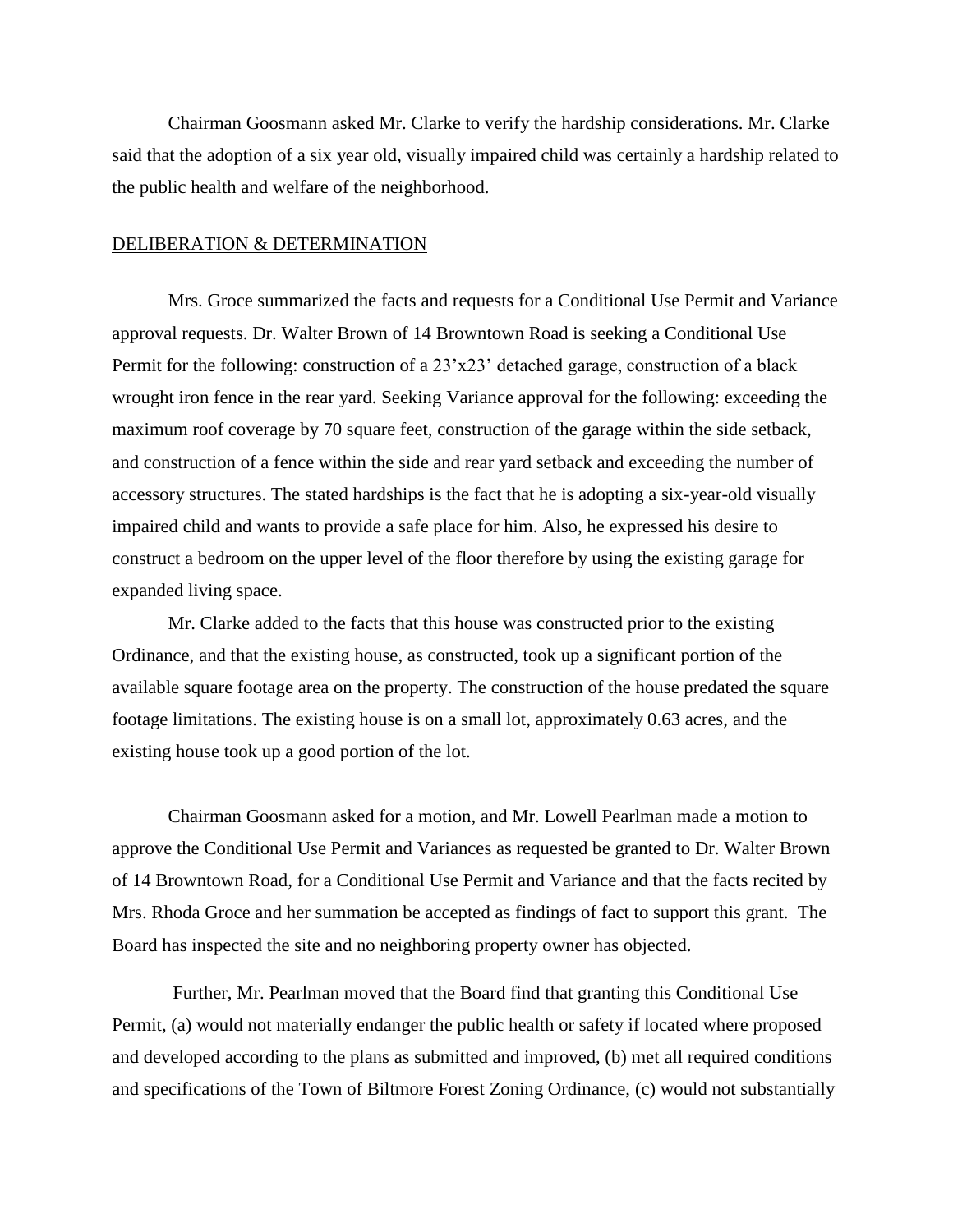Chairman Goosmann asked Mr. Clarke to verify the hardship considerations. Mr. Clarke said that the adoption of a six year old, visually impaired child was certainly a hardship related to the public health and welfare of the neighborhood.

## DELIBERATION & DETERMINATION

Mrs. Groce summarized the facts and requests for a Conditional Use Permit and Variance approval requests. Dr. Walter Brown of 14 Browntown Road is seeking a Conditional Use Permit for the following: construction of a 23'x23' detached garage, construction of a black wrought iron fence in the rear yard. Seeking Variance approval for the following: exceeding the maximum roof coverage by 70 square feet, construction of the garage within the side setback, and construction of a fence within the side and rear yard setback and exceeding the number of accessory structures. The stated hardships is the fact that he is adopting a six-year-old visually impaired child and wants to provide a safe place for him. Also, he expressed his desire to construct a bedroom on the upper level of the floor therefore by using the existing garage for expanded living space.

Mr. Clarke added to the facts that this house was constructed prior to the existing Ordinance, and that the existing house, as constructed, took up a significant portion of the available square footage area on the property. The construction of the house predated the square footage limitations. The existing house is on a small lot, approximately 0.63 acres, and the existing house took up a good portion of the lot.

Chairman Goosmann asked for a motion, and Mr. Lowell Pearlman made a motion to approve the Conditional Use Permit and Variances as requested be granted to Dr. Walter Brown of 14 Browntown Road, for a Conditional Use Permit and Variance and that the facts recited by Mrs. Rhoda Groce and her summation be accepted as findings of fact to support this grant. The Board has inspected the site and no neighboring property owner has objected.

Further, Mr. Pearlman moved that the Board find that granting this Conditional Use Permit, (a) would not materially endanger the public health or safety if located where proposed and developed according to the plans as submitted and improved, (b) met all required conditions and specifications of the Town of Biltmore Forest Zoning Ordinance, (c) would not substantially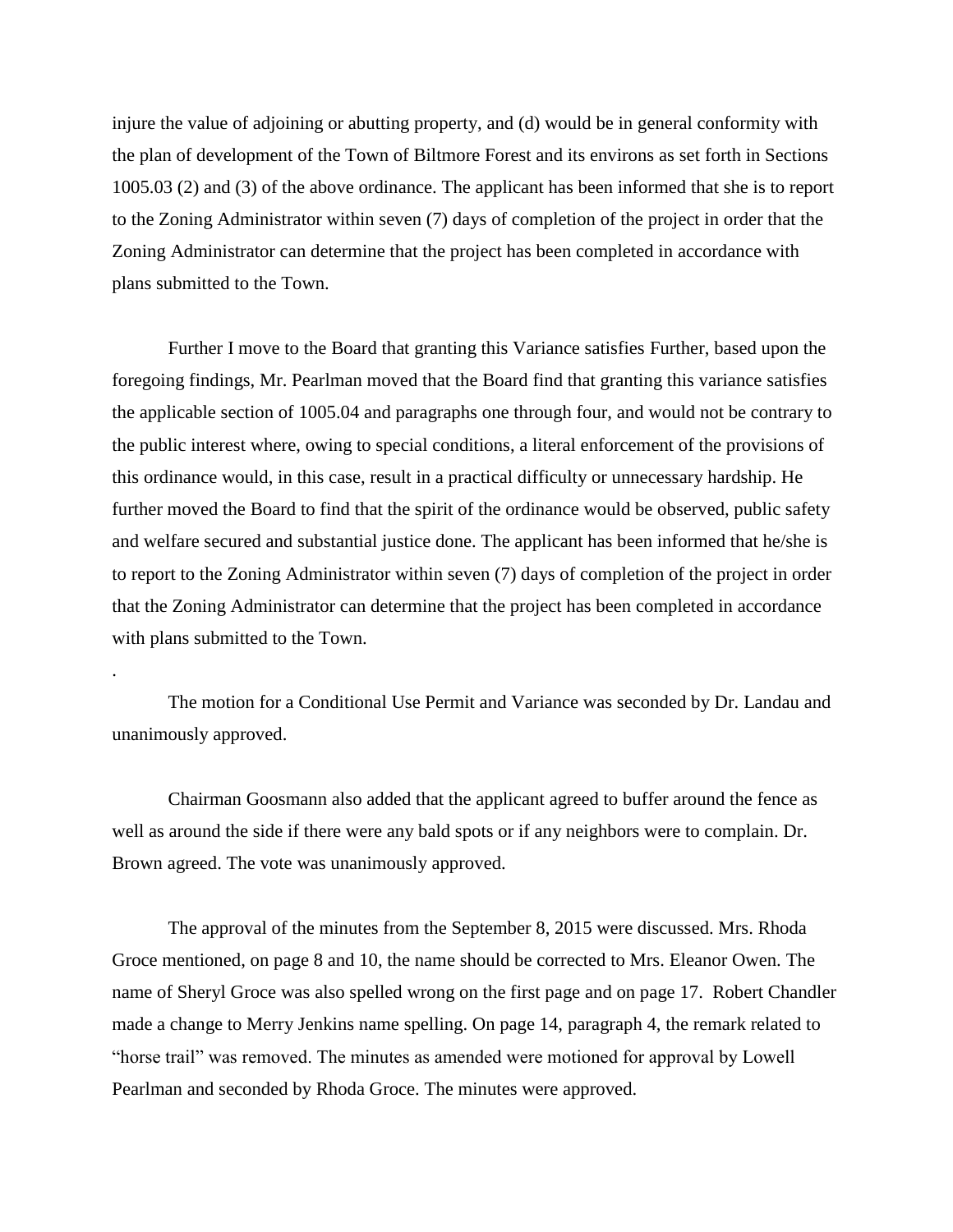injure the value of adjoining or abutting property, and (d) would be in general conformity with the plan of development of the Town of Biltmore Forest and its environs as set forth in Sections 1005.03 (2) and (3) of the above ordinance. The applicant has been informed that she is to report to the Zoning Administrator within seven (7) days of completion of the project in order that the Zoning Administrator can determine that the project has been completed in accordance with plans submitted to the Town.

Further I move to the Board that granting this Variance satisfies Further, based upon the foregoing findings, Mr. Pearlman moved that the Board find that granting this variance satisfies the applicable section of 1005.04 and paragraphs one through four, and would not be contrary to the public interest where, owing to special conditions, a literal enforcement of the provisions of this ordinance would, in this case, result in a practical difficulty or unnecessary hardship. He further moved the Board to find that the spirit of the ordinance would be observed, public safety and welfare secured and substantial justice done. The applicant has been informed that he/she is to report to the Zoning Administrator within seven (7) days of completion of the project in order that the Zoning Administrator can determine that the project has been completed in accordance with plans submitted to the Town.

.

The motion for a Conditional Use Permit and Variance was seconded by Dr. Landau and unanimously approved.

Chairman Goosmann also added that the applicant agreed to buffer around the fence as well as around the side if there were any bald spots or if any neighbors were to complain. Dr. Brown agreed. The vote was unanimously approved.

The approval of the minutes from the September 8, 2015 were discussed. Mrs. Rhoda Groce mentioned, on page 8 and 10, the name should be corrected to Mrs. Eleanor Owen. The name of Sheryl Groce was also spelled wrong on the first page and on page 17. Robert Chandler made a change to Merry Jenkins name spelling. On page 14, paragraph 4, the remark related to "horse trail" was removed. The minutes as amended were motioned for approval by Lowell Pearlman and seconded by Rhoda Groce. The minutes were approved.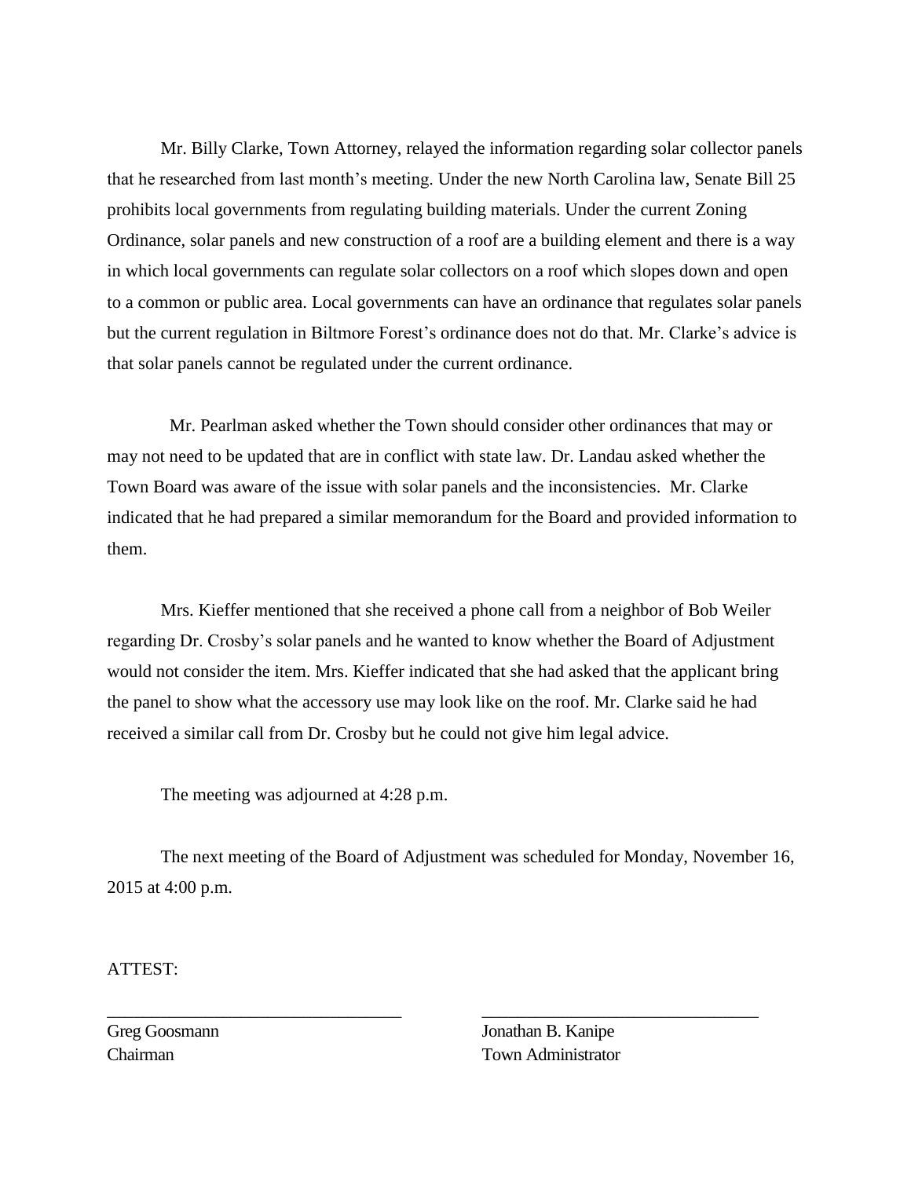Mr. Billy Clarke, Town Attorney, relayed the information regarding solar collector panels that he researched from last month's meeting. Under the new North Carolina law, Senate Bill 25 prohibits local governments from regulating building materials. Under the current Zoning Ordinance, solar panels and new construction of a roof are a building element and there is a way in which local governments can regulate solar collectors on a roof which slopes down and open to a common or public area. Local governments can have an ordinance that regulates solar panels but the current regulation in Biltmore Forest's ordinance does not do that. Mr. Clarke's advice is that solar panels cannot be regulated under the current ordinance.

Mr. Pearlman asked whether the Town should consider other ordinances that may or may not need to be updated that are in conflict with state law. Dr. Landau asked whether the Town Board was aware of the issue with solar panels and the inconsistencies. Mr. Clarke indicated that he had prepared a similar memorandum for the Board and provided information to them.

Mrs. Kieffer mentioned that she received a phone call from a neighbor of Bob Weiler regarding Dr. Crosby's solar panels and he wanted to know whether the Board of Adjustment would not consider the item. Mrs. Kieffer indicated that she had asked that the applicant bring the panel to show what the accessory use may look like on the roof. Mr. Clarke said he had received a similar call from Dr. Crosby but he could not give him legal advice.

The meeting was adjourned at 4:28 p.m.

The next meeting of the Board of Adjustment was scheduled for Monday, November 16, 2015 at 4:00 p.m.

ATTEST:

| | |
|---|---|
| \_\_\_\_\_\_\_\_\_\_\_\_\_\_\_\_\_\_\_\_\_\_\_\_\_\_\_\_\_\_ | \_\_\_\_\_\_\_\_\_\_\_\_\_\_\_\_\_\_\_\_\_\_\_\_\_\_\_\_\_\_ |
| Greg Goosmann | Jonathan B. Kanipe |
| Chairman | Town Administrator |